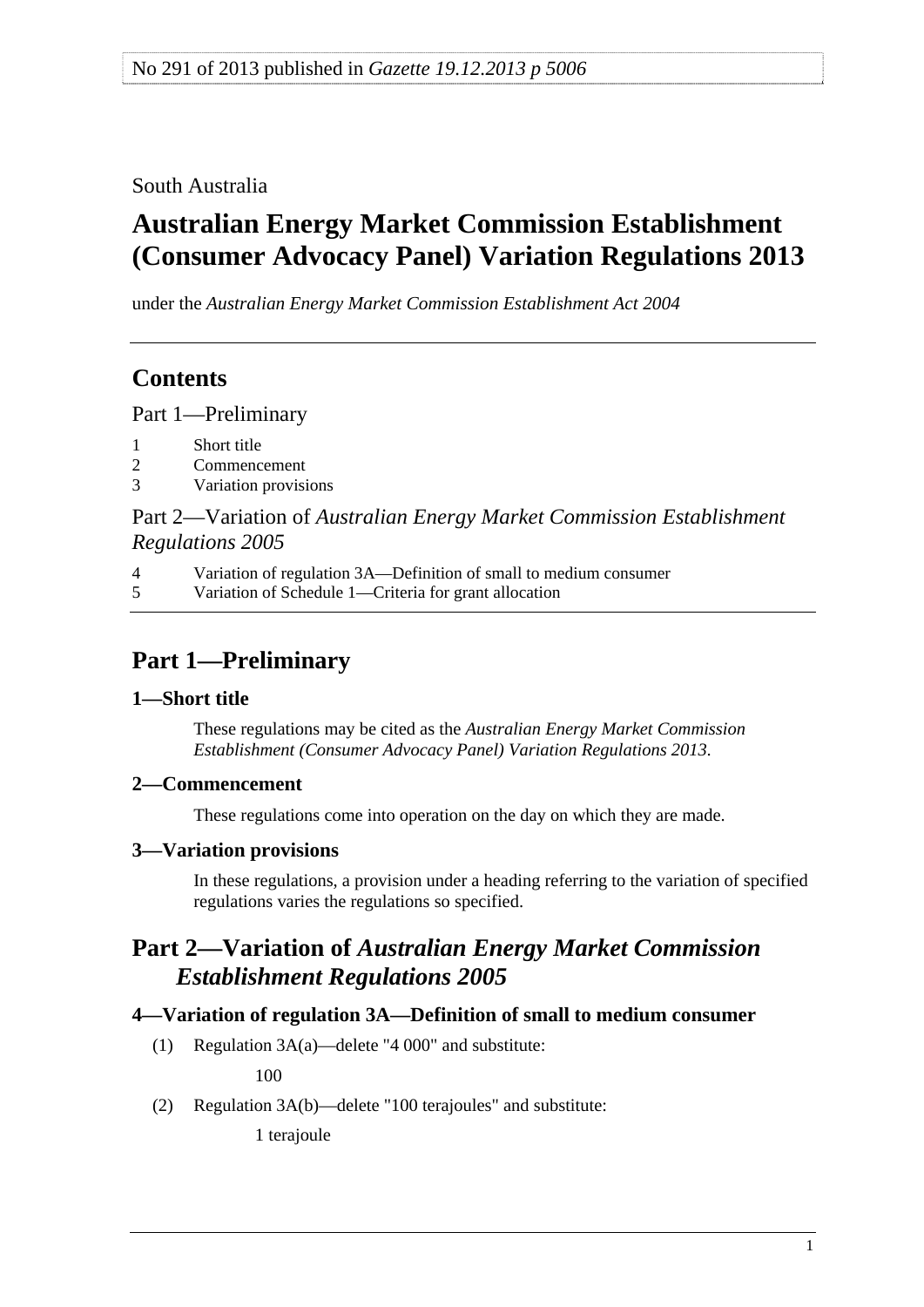No 291 of 2013 published in *Gazette 19.12.2013 p 5006*

South Australia

# Australian Energy Market Commission Establishment (Consumer Advocacy Panel) Variation Regulations 2013

under the *Australian Energy Market Commission Establishment Act 2004*

## Contents

Part 1—Preliminary

1 Short title
2 Commencement
3 Variation provisions

Part 2—Variation of *Australian Energy Market Commission Establishment Regulations 2005*

4 Variation of regulation 3A—Definition of small to medium consumer
5 Variation of Schedule 1—Criteria for grant allocation

## Part 1—Preliminary

### 1—Short title

These regulations may be cited as the *Australian Energy Market Commission Establishment (Consumer Advocacy Panel) Variation Regulations 2013*.

### 2—Commencement

These regulations come into operation on the day on which they are made.

### 3—Variation provisions

In these regulations, a provision under a heading referring to the variation of specified regulations varies the regulations so specified.

## Part 2—Variation of *Australian Energy Market Commission Establishment Regulations 2005*

### 4—Variation of regulation 3A—Definition of small to medium consumer

(1) Regulation 3A(a)—delete "4 000" and substitute:

100

(2) Regulation 3A(b)—delete "100 terajoules" and substitute:

1 terajoule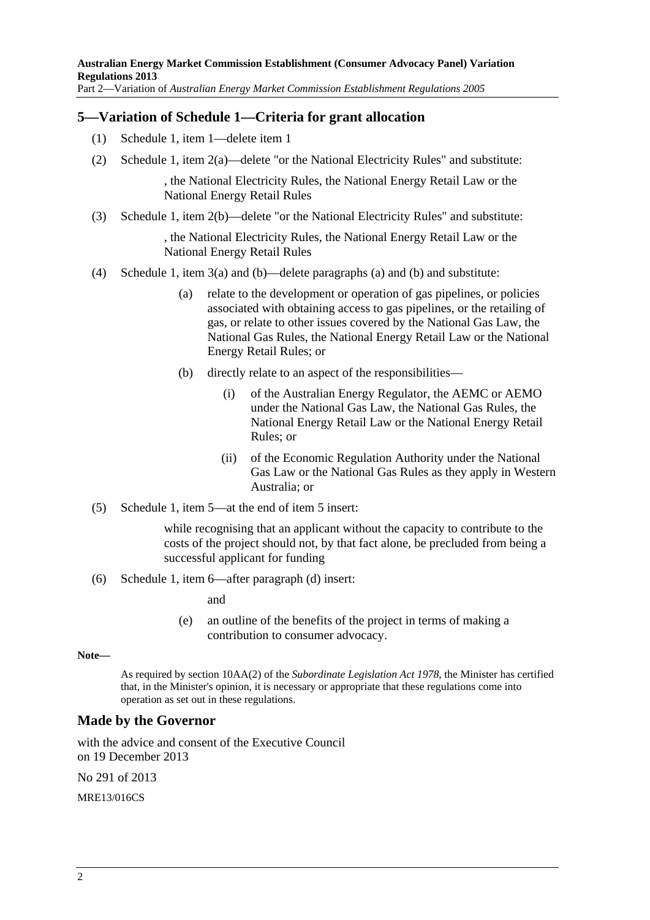## 5—Variation of Schedule 1—Criteria for grant allocation

(1) Schedule 1, item 1—delete item 1

(2) Schedule 1, item 2(a)—delete "or the National Electricity Rules" and substitute:

> , the National Electricity Rules, the National Energy Retail Law or the National Energy Retail Rules

(3) Schedule 1, item 2(b)—delete "or the National Electricity Rules" and substitute:

> , the National Electricity Rules, the National Energy Retail Law or the National Energy Retail Rules

(4) Schedule 1, item 3(a) and (b)—delete paragraphs (a) and (b) and substitute:

> (a) relate to the development or operation of gas pipelines, or policies associated with obtaining access to gas pipelines, or the retailing of gas, or relate to other issues covered by the National Gas Law, the National Gas Rules, the National Energy Retail Law or the National Energy Retail Rules; or
>
> (b) directly relate to an aspect of the responsibilities—
>
> > (i) of the Australian Energy Regulator, the AEMC or AEMO under the National Gas Law, the National Gas Rules, the National Energy Retail Law or the National Energy Retail Rules; or
> >
> > (ii) of the Economic Regulation Authority under the National Gas Law or the National Gas Rules as they apply in Western Australia; or

(5) Schedule 1, item 5—at the end of item 5 insert:

> while recognising that an applicant without the capacity to contribute to the costs of the project should not, by that fact alone, be precluded from being a successful applicant for funding

(6) Schedule 1, item 6—after paragraph (d) insert:

> and
>
> (e) an outline of the benefits of the project in terms of making a contribution to consumer advocacy.

**Note—**

As required by section 10AA(2) of the *Subordinate Legislation Act 1978*, the Minister has certified that, in the Minister's opinion, it is necessary or appropriate that these regulations come into operation as set out in these regulations.

## Made by the Governor

with the advice and consent of the Executive Council on 19 December 2013

No 291 of 2013

MRE13/016CS